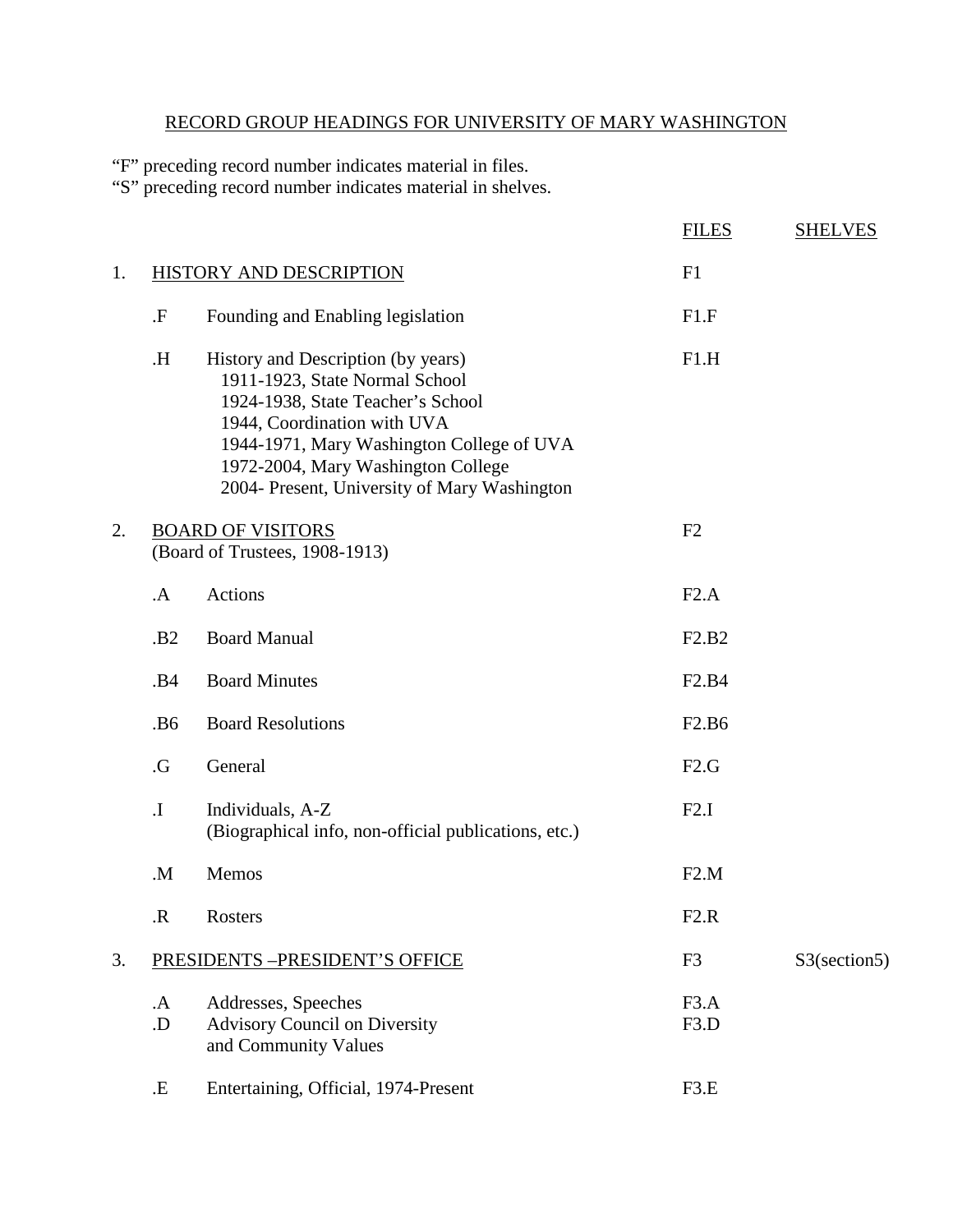# RECORD GROUP HEADINGS FOR UNIVERSITY OF MARY WASHINGTON

"F" preceding record number indicates material in files.
"S" preceding record number indicates material in shelves.

| | | | FILES | SHELVES |
|---|---|---|---|---|
| 1. | HISTORY AND DESCRIPTION | | F1 | |
| | .F | Founding and Enabling legislation | F1.F | |
| | .H | History and Description (by years)<br>1911-1923, State Normal School<br>1924-1938, State Teacher's School<br>1944, Coordination with UVA<br>1944-1971, Mary Washington College of UVA<br>1972-2004, Mary Washington College<br>2004- Present, University of Mary Washington | F1.H | |
| 2. | BOARD OF VISITORS<br>(Board of Trustees, 1908-1913) | | F2 | |
| | .A | Actions | F2.A | |
| | .B2 | Board Manual | F2.B2 | |
| | .B4 | Board Minutes | F2.B4 | |
| | .B6 | Board Resolutions | F2.B6 | |
| | .G | General | F2.G | |
| | .I | Individuals, A-Z<br>(Biographical info, non-official publications, etc.) | F2.I | |
| | .M | Memos | F2.M | |
| | .R | Rosters | F2.R | |
| 3. | PRESIDENTS –PRESIDENT'S OFFICE | | F3 | S3(section5) |
| | .A | Addresses, Speeches | F3.A | |
| | .D | Advisory Council on Diversity and Community Values | F3.D | |
| | .E | Entertaining, Official, 1974-Present | F3.E | |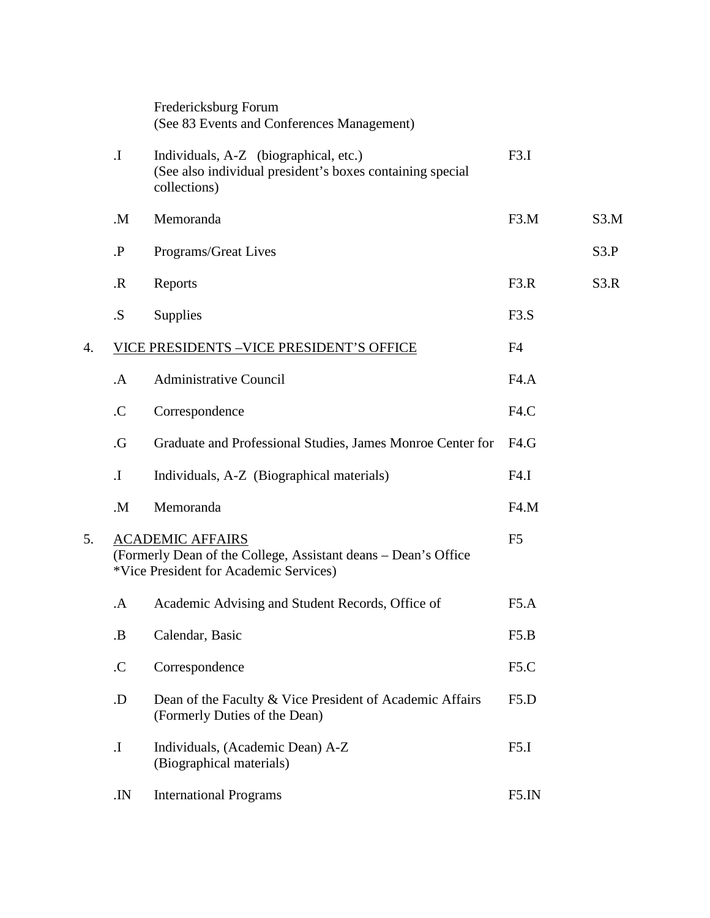| | | | | |
|---|---|---|---|---|
| | | Fredericksburg Forum<br>(See 83 Events and Conferences Management) | | |
| | .I | Individuals, A-Z (biographical, etc.)<br>(See also individual president's boxes containing special collections) | F3.I | |
| | .M | Memoranda | F3.M | S3.M |
| | .P | Programs/Great Lives | | S3.P |
| | .R | Reports | F3.R | S3.R |
| | .S | Supplies | F3.S | |
| 4. | VICE PRESIDENTS –VICE PRESIDENT'S OFFICE | | F4 | |
| | .A | Administrative Council | F4.A | |
| | .C | Correspondence | F4.C | |
| | .G | Graduate and Professional Studies, James Monroe Center for | F4.G | |
| | .I | Individuals, A-Z (Biographical materials) | F4.I | |
| | .M | Memoranda | F4.M | |
| 5. | ACADEMIC AFFAIRS<br>(Formerly Dean of the College, Assistant deans – Dean's Office<br>*Vice President for Academic Services) | | F5 | |
| | .A | Academic Advising and Student Records, Office of | F5.A | |
| | .B | Calendar, Basic | F5.B | |
| | .C | Correspondence | F5.C | |
| | .D | Dean of the Faculty & Vice President of Academic Affairs<br>(Formerly Duties of the Dean) | F5.D | |
| | .I | Individuals, (Academic Dean) A-Z<br>(Biographical materials) | F5.I | |
| | .IN | International Programs | F5.IN | |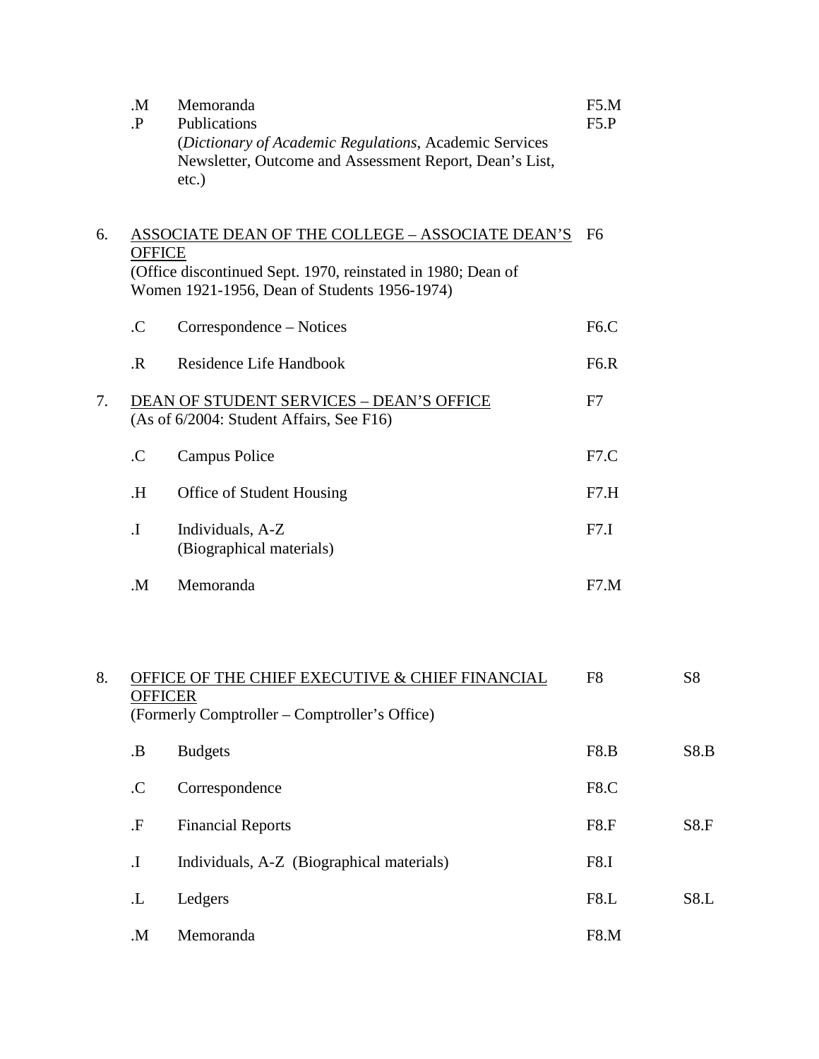| | | | | |
|---|---|---|---|---|
| | .M | Memoranda | F5.M | |
| | .P | Publications<br>(*Dictionary of Academic Regulations*, Academic Services Newsletter, Outcome and Assessment Report, Dean's List, etc.) | F5.P | |
| 6. | <u>ASSOCIATE DEAN OF THE COLLEGE – ASSOCIATE DEAN'S OFFICE</u><br>(Office discontinued Sept. 1970, reinstated in 1980; Dean of Women 1921-1956, Dean of Students 1956-1974) | | F6 | |
| | .C | Correspondence – Notices | F6.C | |
| | .R | Residence Life Handbook | F6.R | |
| 7. | <u>DEAN OF STUDENT SERVICES – DEAN'S OFFICE</u><br>(As of 6/2004: Student Affairs, See F16) | | F7 | |
| | .C | Campus Police | F7.C | |
| | .H | Office of Student Housing | F7.H | |
| | .I | Individuals, A-Z<br>(Biographical materials) | F7.I | |
| | .M | Memoranda | F7.M | |
| 8. | <u>OFFICE OF THE CHIEF EXECUTIVE & CHIEF FINANCIAL OFFICER</u><br>(Formerly Comptroller – Comptroller's Office) | | F8 | S8 |
| | .B | Budgets | F8.B | S8.B |
| | .C | Correspondence | F8.C | |
| | .F | Financial Reports | F8.F | S8.F |
| | .I | Individuals, A-Z (Biographical materials) | F8.I | |
| | .L | Ledgers | F8.L | S8.L |
| | .M | Memoranda | F8.M | |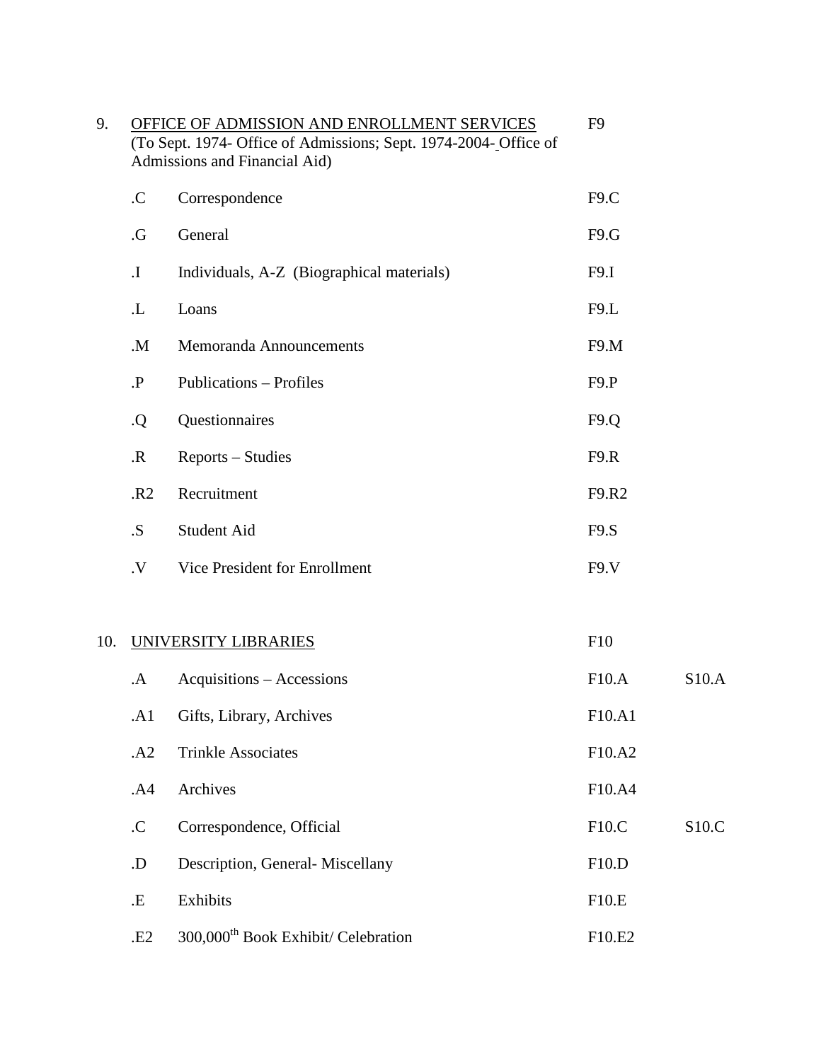9. <u>OFFICE OF ADMISSION AND ENROLLMENT SERVICES</u> F9
(To Sept. 1974- Office of Admissions; Sept. 1974-2004- Office of Admissions and Financial Aid)

| | | | |
|---|---|---|---|
| .C | Correspondence | F9.C | |
| .G | General | F9.G | |
| .I | Individuals, A-Z (Biographical materials) | F9.I | |
| .L | Loans | F9.L | |
| .M | Memoranda Announcements | F9.M | |
| .P | Publications – Profiles | F9.P | |
| .Q | Questionnaires | F9.Q | |
| .R | Reports – Studies | F9.R | |
| .R2 | Recruitment | F9.R2 | |
| .S | Student Aid | F9.S | |
| .V | Vice President for Enrollment | F9.V | |

10. <u>UNIVERSITY LIBRARIES</u> F10

| | | | |
|---|---|---|---|
| .A | Acquisitions – Accessions | F10.A | S10.A |
| .A1 | Gifts, Library, Archives | F10.A1 | |
| .A2 | Trinkle Associates | F10.A2 | |
| .A4 | Archives | F10.A4 | |
| .C | Correspondence, Official | F10.C | S10.C |
| .D | Description, General- Miscellany | F10.D | |
| .E | Exhibits | F10.E | |
| .E2 | 300,000th Book Exhibit/ Celebration | F10.E2 | |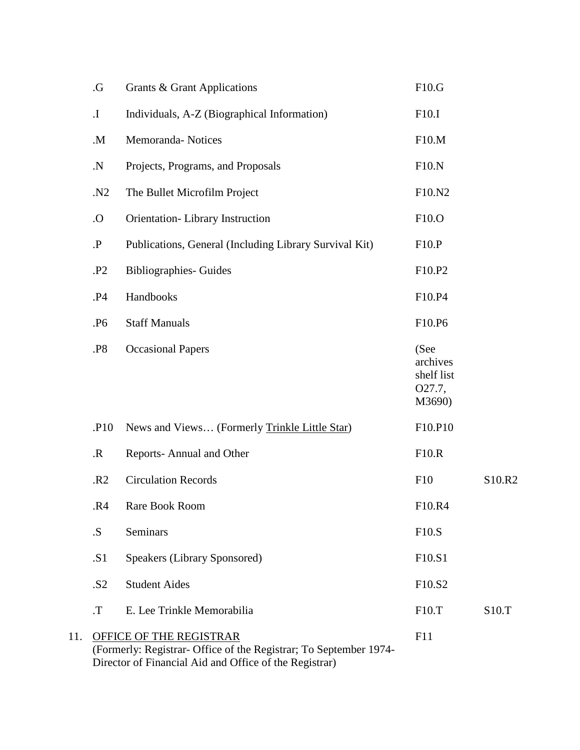| | | | |
|---|---|---|---|
| .G | Grants & Grant Applications | F10.G | |
| .I | Individuals, A-Z (Biographical Information) | F10.I | |
| .M | Memoranda- Notices | F10.M | |
| .N | Projects, Programs, and Proposals | F10.N | |
| .N2 | The Bullet Microfilm Project | F10.N2 | |
| .O | Orientation- Library Instruction | F10.O | |
| .P | Publications, General (Including Library Survival Kit) | F10.P | |
| .P2 | Bibliographies- Guides | F10.P2 | |
| .P4 | Handbooks | F10.P4 | |
| .P6 | Staff Manuals | F10.P6 | |
| .P8 | Occasional Papers | (See archives shelf list O27.7, M3690) | |
| .P10 | News and Views… (Formerly <u>Trinkle Little Star</u>) | F10.P10 | |
| .R | Reports- Annual and Other | F10.R | |
| .R2 | Circulation Records | F10 | S10.R2 |
| .R4 | Rare Book Room | F10.R4 | |
| .S | Seminars | F10.S | |
| .S1 | Speakers (Library Sponsored) | F10.S1 | |
| .S2 | Student Aides | F10.S2 | |
| .T | E. Lee Trinkle Memorabilia | F10.T | S10.T |

11. <u>OFFICE OF THE REGISTRAR</u> F11
(Formerly: Registrar- Office of the Registrar; To September 1974- Director of Financial Aid and Office of the Registrar)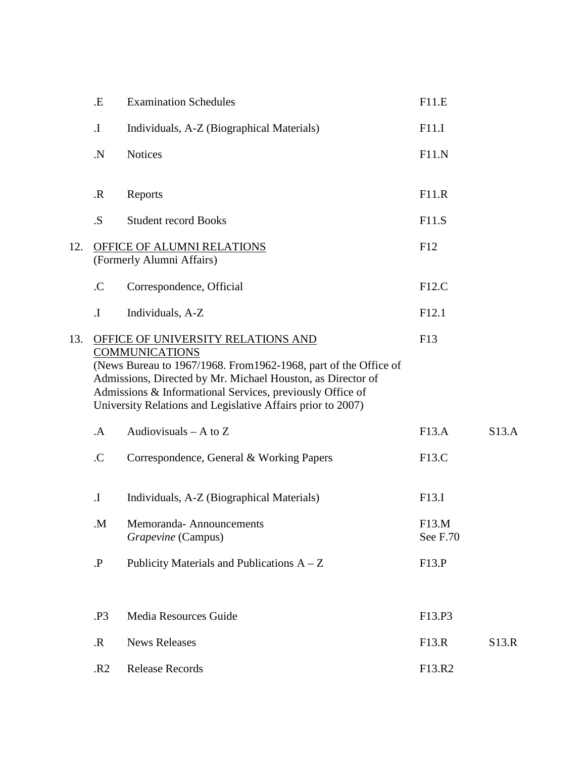| | | | | |
|---|---|---|---|---|
| | .E | Examination Schedules | F11.E | |
| | .I | Individuals, A-Z (Biographical Materials) | F11.I | |
| | .N | Notices | F11.N | |
| | .R | Reports | F11.R | |
| | .S | Student record Books | F11.S | |
| 12. | <u>OFFICE OF ALUMNI RELATIONS</u><br>(Formerly Alumni Affairs) | | F12 | |
| | .C | Correspondence, Official | F12.C | |
| | .I | Individuals, A-Z | F12.1 | |
| 13. | <u>OFFICE OF UNIVERSITY RELATIONS AND COMMUNICATIONS</u><br>(News Bureau to 1967/1968. From1962-1968, part of the Office of Admissions, Directed by Mr. Michael Houston, as Director of Admissions & Informational Services, previously Office of University Relations and Legislative Affairs prior to 2007) | | F13 | |
| | .A | Audiovisuals – A to Z | F13.A | S13.A |
| | .C | Correspondence, General & Working Papers | F13.C | |
| | .I | Individuals, A-Z (Biographical Materials) | F13.I | |
| | .M | Memoranda- Announcements<br>*Grapevine* (Campus) | F13.M<br>See F.70 | |
| | .P | Publicity Materials and Publications A – Z | F13.P | |
| | .P3 | Media Resources Guide | F13.P3 | |
| | .R | News Releases | F13.R | S13.R |
| | .R2 | Release Records | F13.R2 | |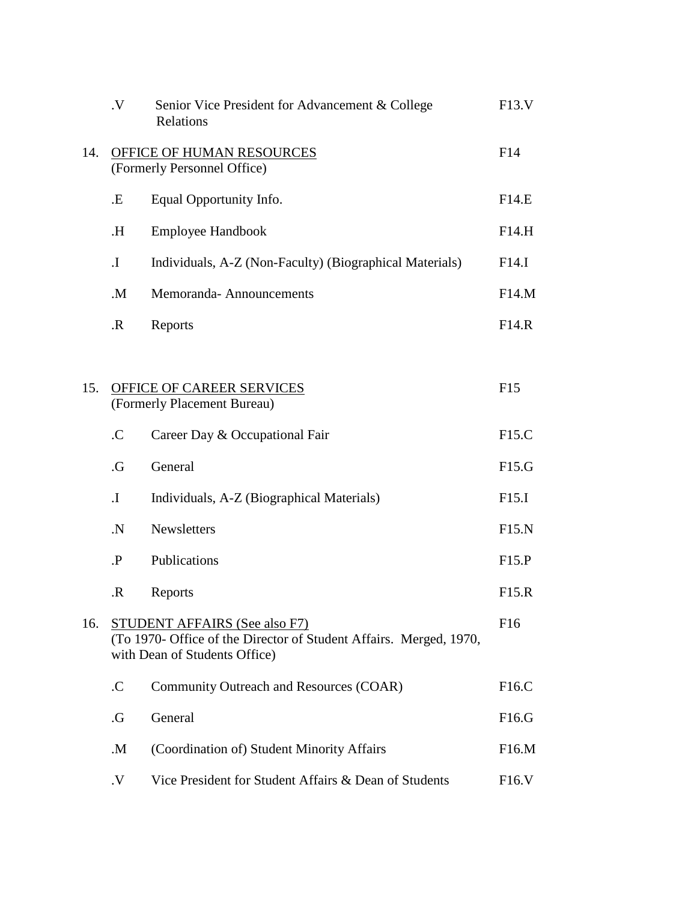| | | |
|---|---|---|
| .V | Senior Vice President for Advancement & College Relations | F13.V |

| | | |
|---|---|---|
| 14. | <u>OFFICE OF HUMAN RESOURCES</u><br>(Formerly Personnel Office) | F14 |
| .E | Equal Opportunity Info. | F14.E |
| .H | Employee Handbook | F14.H |
| .I | Individuals, A-Z (Non-Faculty) (Biographical Materials) | F14.I |
| .M | Memoranda- Announcements | F14.M |
| .R | Reports | F14.R |

| | | |
|---|---|---|
| 15. | <u>OFFICE OF CAREER SERVICES</u><br>(Formerly Placement Bureau) | F15 |
| .C | Career Day & Occupational Fair | F15.C |
| .G | General | F15.G |
| .I | Individuals, A-Z (Biographical Materials) | F15.I |
| .N | Newsletters | F15.N |
| .P | Publications | F15.P |
| .R | Reports | F15.R |

| | | |
|---|---|---|
| 16. | <u>STUDENT AFFAIRS (See also F7)</u><br>(To 1970- Office of the Director of Student Affairs. Merged, 1970, with Dean of Students Office) | F16 |
| .C | Community Outreach and Resources (COAR) | F16.C |
| .G | General | F16.G |
| .M | (Coordination of) Student Minority Affairs | F16.M |
| .V | Vice President for Student Affairs & Dean of Students | F16.V |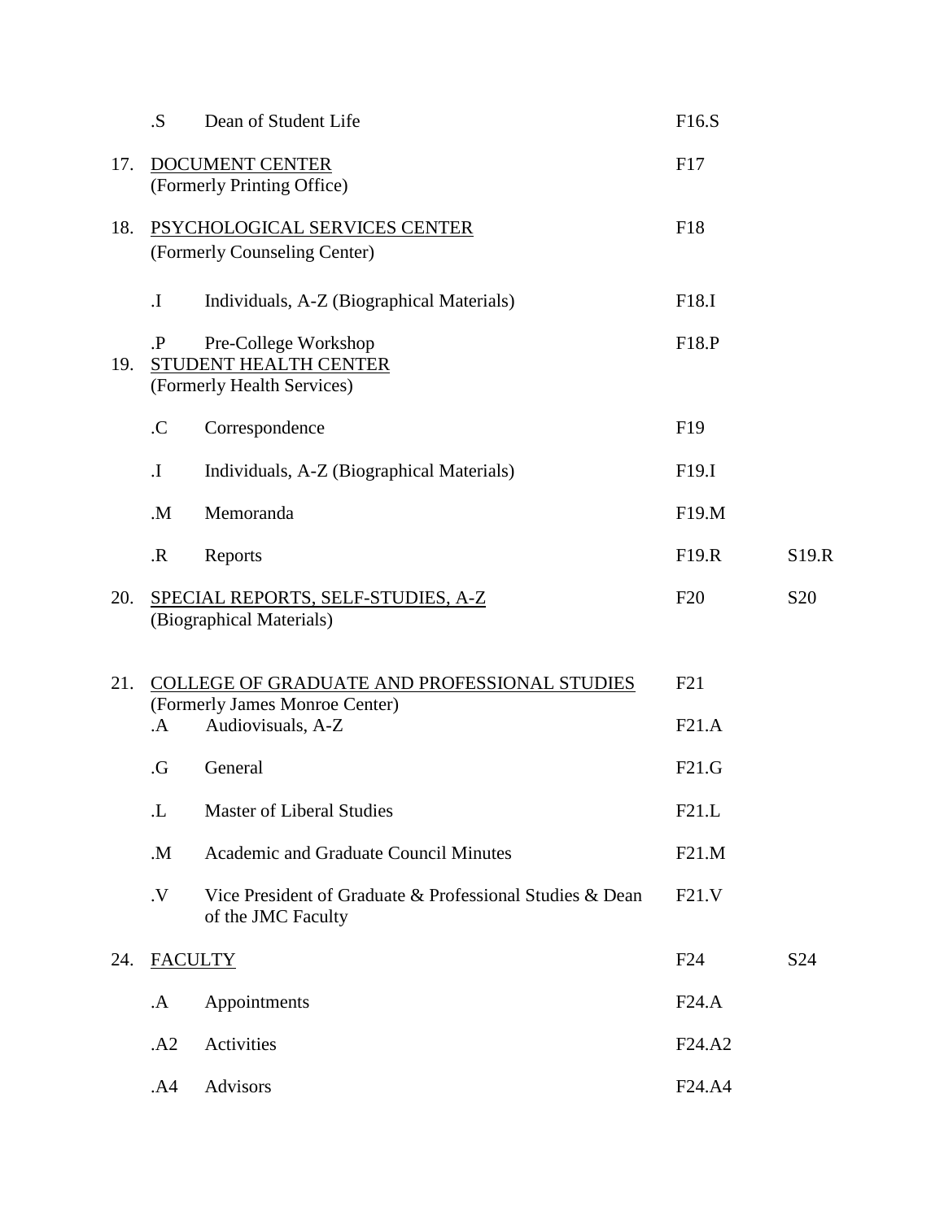| | | | | |
|---|---|---|---|---|
| | .S | Dean of Student Life | F16.S | |
| 17. | DOCUMENT CENTER<br>(Formerly Printing Office) | | F17 | |
| 18. | PSYCHOLOGICAL SERVICES CENTER<br>(Formerly Counseling Center) | | F18 | |
| | .I | Individuals, A-Z (Biographical Materials) | F18.I | |
| | .P | Pre-College Workshop | F18.P | |
| 19. | STUDENT HEALTH CENTER<br>(Formerly Health Services) | | | |
| | .C | Correspondence | F19 | |
| | .I | Individuals, A-Z (Biographical Materials) | F19.I | |
| | .M | Memoranda | F19.M | |
| | .R | Reports | F19.R | S19.R |
| 20. | SPECIAL REPORTS, SELF-STUDIES, A-Z<br>(Biographical Materials) | | F20 | S20 |
| 21. | COLLEGE OF GRADUATE AND PROFESSIONAL STUDIES<br>(Formerly James Monroe Center) | | F21 | |
| | .A | Audiovisuals, A-Z | F21.A | |
| | .G | General | F21.G | |
| | .L | Master of Liberal Studies | F21.L | |
| | .M | Academic and Graduate Council Minutes | F21.M | |
| | .V | Vice President of Graduate & Professional Studies & Dean of the JMC Faculty | F21.V | |
| 24. | FACULTY | | F24 | S24 |
| | .A | Appointments | F24.A | |
| | .A2 | Activities | F24.A2 | |
| | .A4 | Advisors | F24.A4 | |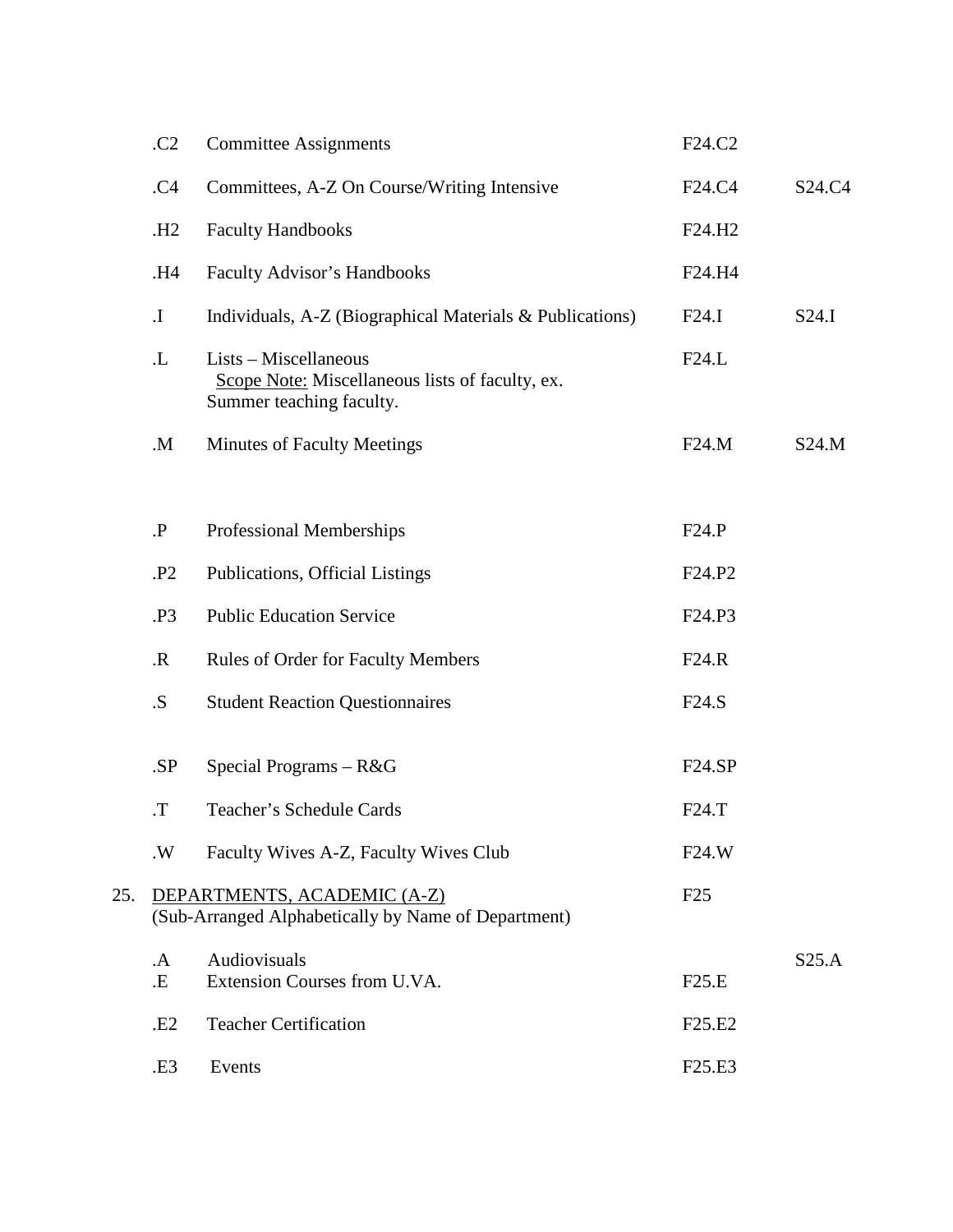| | Code | Title | F | S |
|---|---|---|---|---|
| | .C2 | Committee Assignments | F24.C2 | |
| | .C4 | Committees, A-Z On Course/Writing Intensive | F24.C4 | S24.C4 |
| | .H2 | Faculty Handbooks | F24.H2 | |
| | .H4 | Faculty Advisor's Handbooks | F24.H4 | |
| | .I | Individuals, A-Z (Biographical Materials & Publications) | F24.I | S24.I |
| | .L | Lists – Miscellaneous<br>Scope Note: Miscellaneous lists of faculty, ex. Summer teaching faculty. | F24.L | |
| | .M | Minutes of Faculty Meetings | F24.M | S24.M |
| | .P | Professional Memberships | F24.P | |
| | .P2 | Publications, Official Listings | F24.P2 | |
| | .P3 | Public Education Service | F24.P3 | |
| | .R | Rules of Order for Faculty Members | F24.R | |
| | .S | Student Reaction Questionnaires | F24.S | |
| | .SP | Special Programs – R&G | F24.SP | |
| | .T | Teacher's Schedule Cards | F24.T | |
| | .W | Faculty Wives A-Z, Faculty Wives Club | F24.W | |
| 25. | DEPARTMENTS, ACADEMIC (A-Z)<br>(Sub-Arranged Alphabetically by Name of Department) | | F25 | |
| | .A | Audiovisuals | | S25.A |
| | .E | Extension Courses from U.VA. | F25.E | |
| | .E2 | Teacher Certification | F25.E2 | |
| | .E3 | Events | F25.E3 | |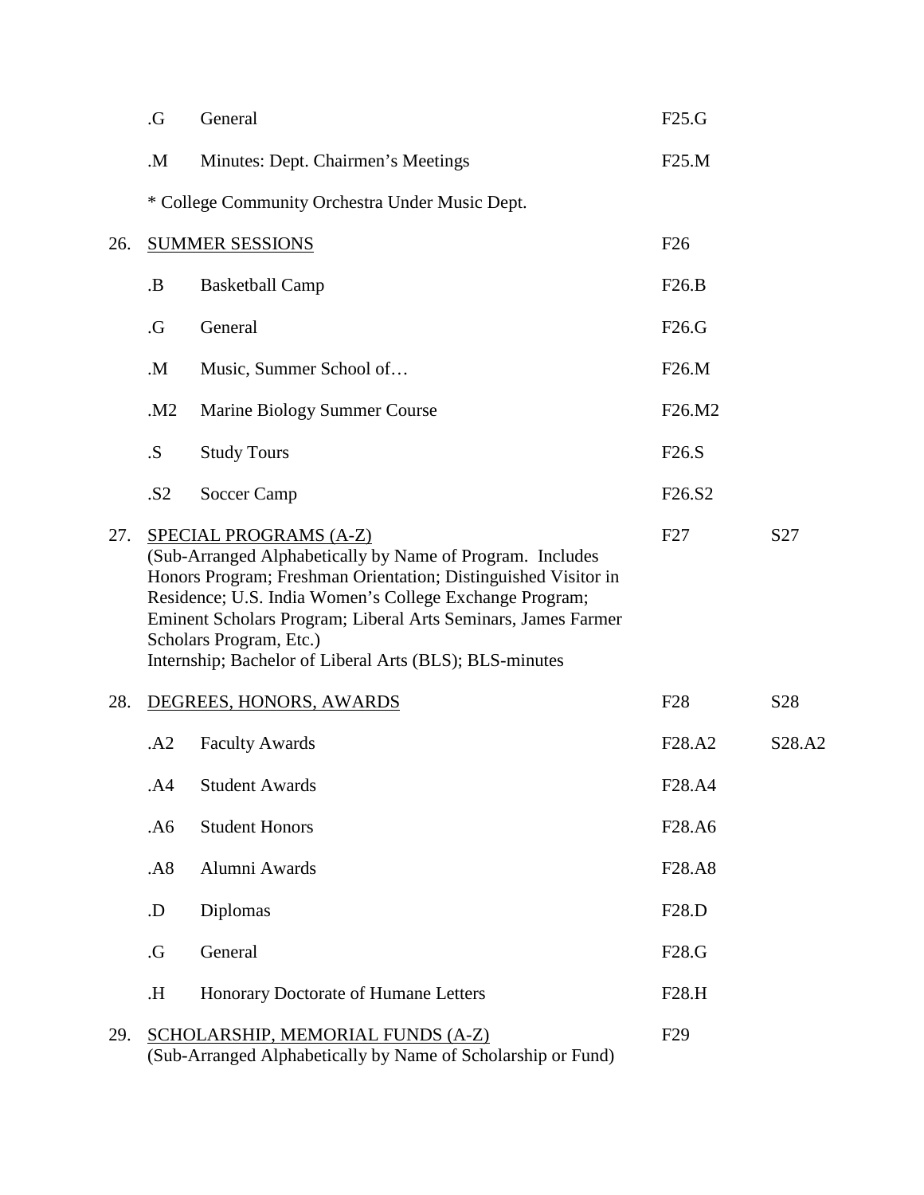| No. | Code | Title | F | S |
|---|---|---|---|---|
| | .G | General | F25.G | |
| | .M | Minutes: Dept. Chairmen's Meetings | F25.M | |
| | | * College Community Orchestra Under Music Dept. | | |
| 26. | | <u>SUMMER SESSIONS</u> | F26 | |
| | .B | Basketball Camp | F26.B | |
| | .G | General | F26.G | |
| | .M | Music, Summer School of… | F26.M | |
| | .M2 | Marine Biology Summer Course | F26.M2 | |
| | .S | Study Tours | F26.S | |
| | .S2 | Soccer Camp | F26.S2 | |
| 27. | | <u>SPECIAL PROGRAMS (A-Z)</u> (Sub-Arranged Alphabetically by Name of Program. Includes Honors Program; Freshman Orientation; Distinguished Visitor in Residence; U.S. India Women's College Exchange Program; Eminent Scholars Program; Liberal Arts Seminars, James Farmer Scholars Program, Etc.) Internship; Bachelor of Liberal Arts (BLS); BLS-minutes | F27 | S27 |
| 28. | | <u>DEGREES, HONORS, AWARDS</u> | F28 | S28 |
| | .A2 | Faculty Awards | F28.A2 | S28.A2 |
| | .A4 | Student Awards | F28.A4 | |
| | .A6 | Student Honors | F28.A6 | |
| | .A8 | Alumni Awards | F28.A8 | |
| | .D | Diplomas | F28.D | |
| | .G | General | F28.G | |
| | .H | Honorary Doctorate of Humane Letters | F28.H | |
| 29. | | <u>SCHOLARSHIP, MEMORIAL FUNDS (A-Z)</u> (Sub-Arranged Alphabetically by Name of Scholarship or Fund) | F29 | |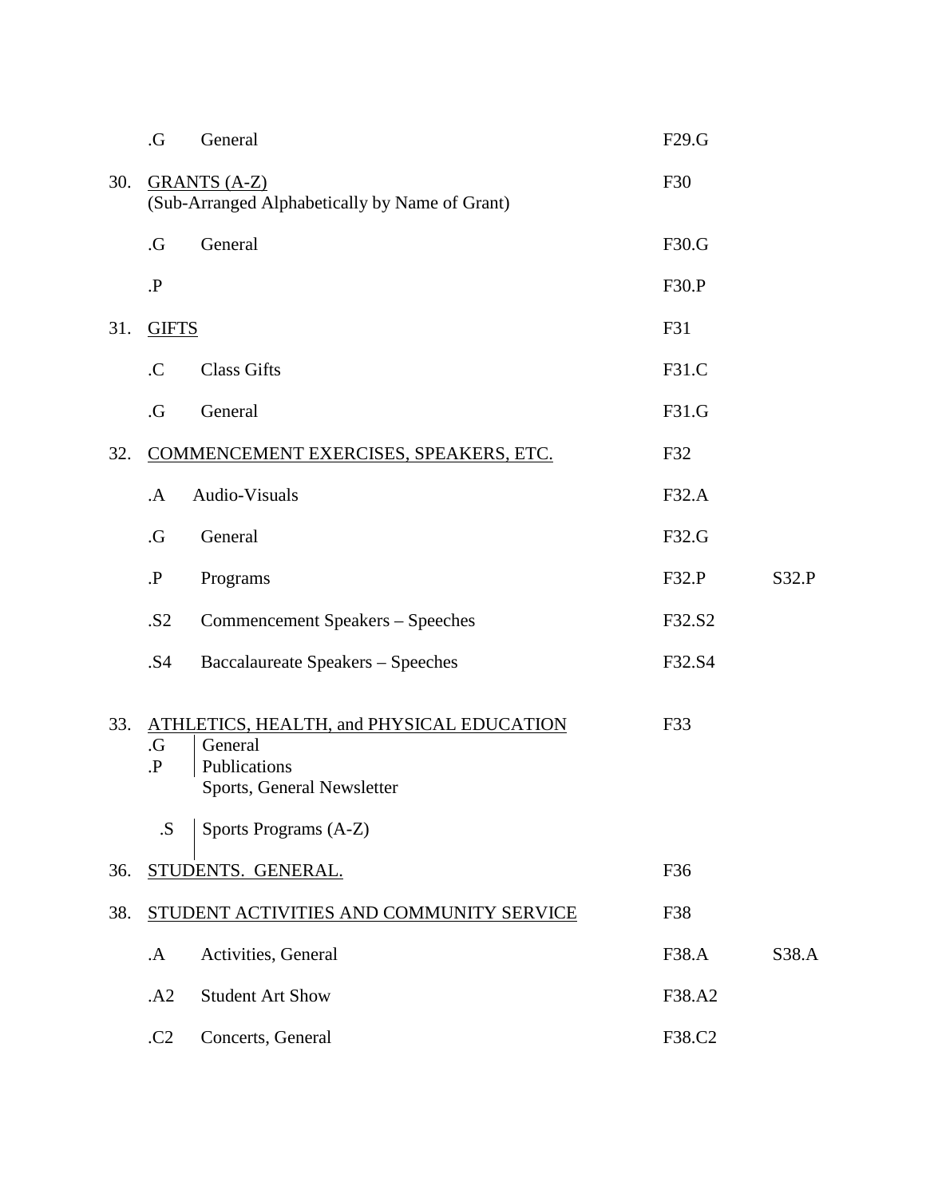| | | | | |
|---|---|---|---|---|
| | .G | General | F29.G | |
| 30. | GRANTS (A-Z)<br>(Sub-Arranged Alphabetically by Name of Grant) | | F30 | |
| | .G | General | F30.G | |
| | .P | | F30.P | |
| 31. | GIFTS | | F31 | |
| | .C | Class Gifts | F31.C | |
| | .G | General | F31.G | |
| 32. | COMMENCEMENT EXERCISES, SPEAKERS, ETC. | | F32 | |
| | .A | Audio-Visuals | F32.A | |
| | .G | General | F32.G | |
| | .P | Programs | F32.P | S32.P |
| | .S2 | Commencement Speakers – Speeches | F32.S2 | |
| | .S4 | Baccalaureate Speakers – Speeches | F32.S4 | |
| 33. | ATHLETICS, HEALTH, and PHYSICAL EDUCATION | | F33 | |
| | .G | General | | |
| | .P | Publications<br>Sports, General Newsletter | | |
| | .S | Sports Programs (A-Z) | | |
| 36. | STUDENTS. GENERAL. | | F36 | |
| 38. | STUDENT ACTIVITIES AND COMMUNITY SERVICE | | F38 | |
| | .A | Activities, General | F38.A | S38.A |
| | .A2 | Student Art Show | F38.A2 | |
| | .C2 | Concerts, General | F38.C2 | |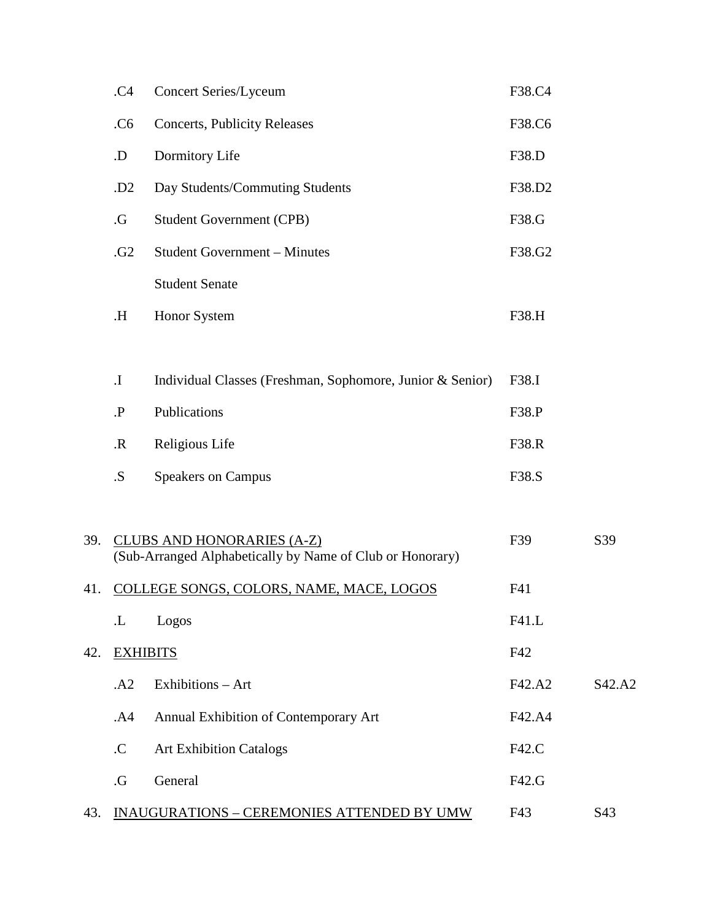| | | | | |
|---|---|---|---|---|
| | .C4 | Concert Series/Lyceum | F38.C4 | |
| | .C6 | Concerts, Publicity Releases | F38.C6 | |
| | .D | Dormitory Life | F38.D | |
| | .D2 | Day Students/Commuting Students | F38.D2 | |
| | .G | Student Government (CPB) | F38.G | |
| | .G2 | Student Government – Minutes | F38.G2 | |
| | | Student Senate | | |
| | .H | Honor System | F38.H | |
| | .I | Individual Classes (Freshman, Sophomore, Junior & Senior) | F38.I | |
| | .P | Publications | F38.P | |
| | .R | Religious Life | F38.R | |
| | .S | Speakers on Campus | F38.S | |
| 39. | CLUBS AND HONORARIES (A-Z) (Sub-Arranged Alphabetically by Name of Club or Honorary) | | F39 | S39 |
| 41. | COLLEGE SONGS, COLORS, NAME, MACE, LOGOS | | F41 | |
| | .L | Logos | F41.L | |
| 42. | EXHIBITS | | F42 | |
| | .A2 | Exhibitions – Art | F42.A2 | S42.A2 |
| | .A4 | Annual Exhibition of Contemporary Art | F42.A4 | |
| | .C | Art Exhibition Catalogs | F42.C | |
| | .G | General | F42.G | |
| 43. | INAUGURATIONS – CEREMONIES ATTENDED BY UMW | | F43 | S43 |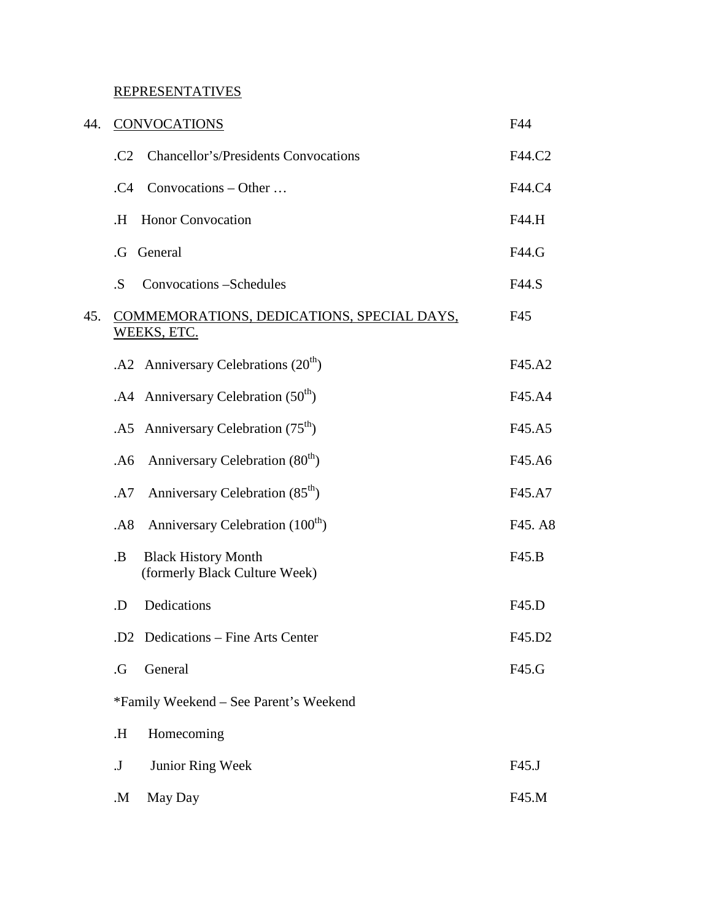REPRESENTATIVES

44. CONVOCATIONS — F44

| | | |
|---|---|---|
| .C2 | Chancellor's/Presidents Convocations | F44.C2 |
| .C4 | Convocations – Other … | F44.C4 |
| .H | Honor Convocation | F44.H |
| .G | General | F44.G |
| .S | Convocations –Schedules | F44.S |

45. COMMEMORATIONS, DEDICATIONS, SPECIAL DAYS, WEEKS, ETC. — F45

| | | |
|---|---|---|
| .A2 | Anniversary Celebrations (20th) | F45.A2 |
| .A4 | Anniversary Celebration (50th) | F45.A4 |
| .A5 | Anniversary Celebration (75th) | F45.A5 |
| .A6 | Anniversary Celebration (80th) | F45.A6 |
| .A7 | Anniversary Celebration (85th) | F45.A7 |
| .A8 | Anniversary Celebration (100th) | F45. A8 |
| .B | Black History Month (formerly Black Culture Week) | F45.B |
| .D | Dedications | F45.D |
| .D2 | Dedications – Fine Arts Center | F45.D2 |
| .G | General | F45.G |
| | *Family Weekend – See Parent's Weekend | |
| .H | Homecoming | |
| .J | Junior Ring Week | F45.J |
| .M | May Day | F45.M |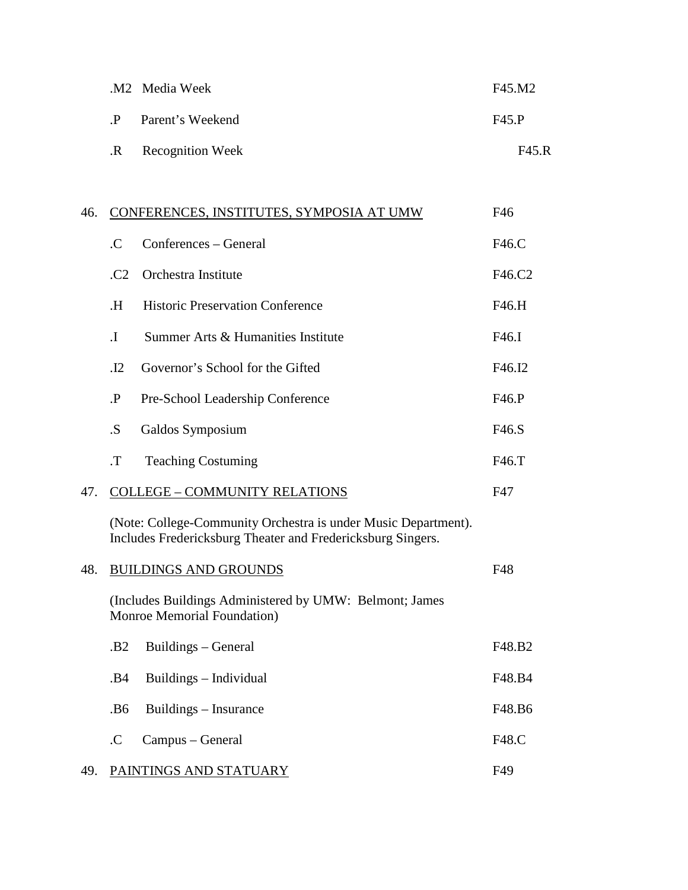| | | |
|---|---|---|
| .M2 | Media Week | F45.M2 |
| .P | Parent’s Weekend | F45.P |
| .R | Recognition Week | F45.R |

46. <u>CONFERENCES, INSTITUTES, SYMPOSIA AT UMW</u> F46

| | | |
|---|---|---|
| .C | Conferences – General | F46.C |
| .C2 | Orchestra Institute | F46.C2 |
| .H | Historic Preservation Conference | F46.H |
| .I | Summer Arts & Humanities Institute | F46.I |
| .I2 | Governor’s School for the Gifted | F46.I2 |
| .P | Pre-School Leadership Conference | F46.P |
| .S | Galdos Symposium | F46.S |
| .T | Teaching Costuming | F46.T |

47. <u>COLLEGE – COMMUNITY RELATIONS</u> F47

(Note: College-Community Orchestra is under Music Department). Includes Fredericksburg Theater and Fredericksburg Singers.

48. <u>BUILDINGS AND GROUNDS</u> F48

(Includes Buildings Administered by UMW: Belmont; James Monroe Memorial Foundation)

| | | |
|---|---|---|
| .B2 | Buildings – General | F48.B2 |
| .B4 | Buildings – Individual | F48.B4 |
| .B6 | Buildings – Insurance | F48.B6 |
| .C | Campus – General | F48.C |

49. <u>PAINTINGS AND STATUARY</u> F49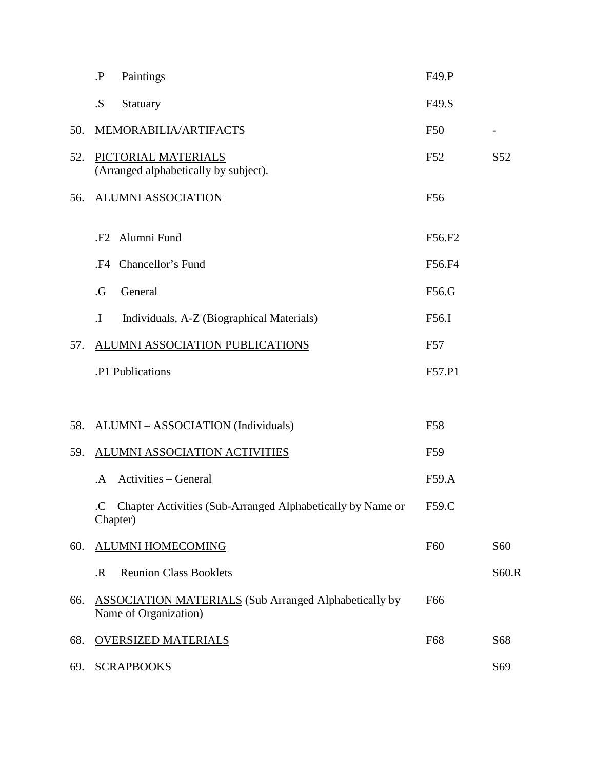| | | | |
|---|---|---|---|
| | .P Paintings | F49.P | |
| | .S Statuary | F49.S | |
| 50. | <u>MEMORABILIA/ARTIFACTS</u> | F50 | - |
| 52. | <u>PICTORIAL MATERIALS</u> (Arranged alphabetically by subject). | F52 | S52 |
| 56. | <u>ALUMNI ASSOCIATION</u> | F56 | |
| | .F2 Alumni Fund | F56.F2 | |
| | .F4 Chancellor's Fund | F56.F4 | |
| | .G General | F56.G | |
| | .I Individuals, A-Z (Biographical Materials) | F56.I | |
| 57. | <u>ALUMNI ASSOCIATION PUBLICATIONS</u> | F57 | |
| | .P1 Publications | F57.P1 | |
| 58. | <u>ALUMNI – ASSOCIATION (Individuals)</u> | F58 | |
| 59. | <u>ALUMNI ASSOCIATION ACTIVITIES</u> | F59 | |
| | .A Activities – General | F59.A | |
| | .C Chapter Activities (Sub-Arranged Alphabetically by Name or Chapter) | F59.C | |
| 60. | <u>ALUMNI HOMECOMING</u> | F60 | S60 |
| | .R Reunion Class Booklets | | S60.R |
| 66. | <u>ASSOCIATION MATERIALS</u> (Sub Arranged Alphabetically by Name of Organization) | F66 | |
| 68. | <u>OVERSIZED MATERIALS</u> | F68 | S68 |
| 69. | <u>SCRAPBOOKS</u> | | S69 |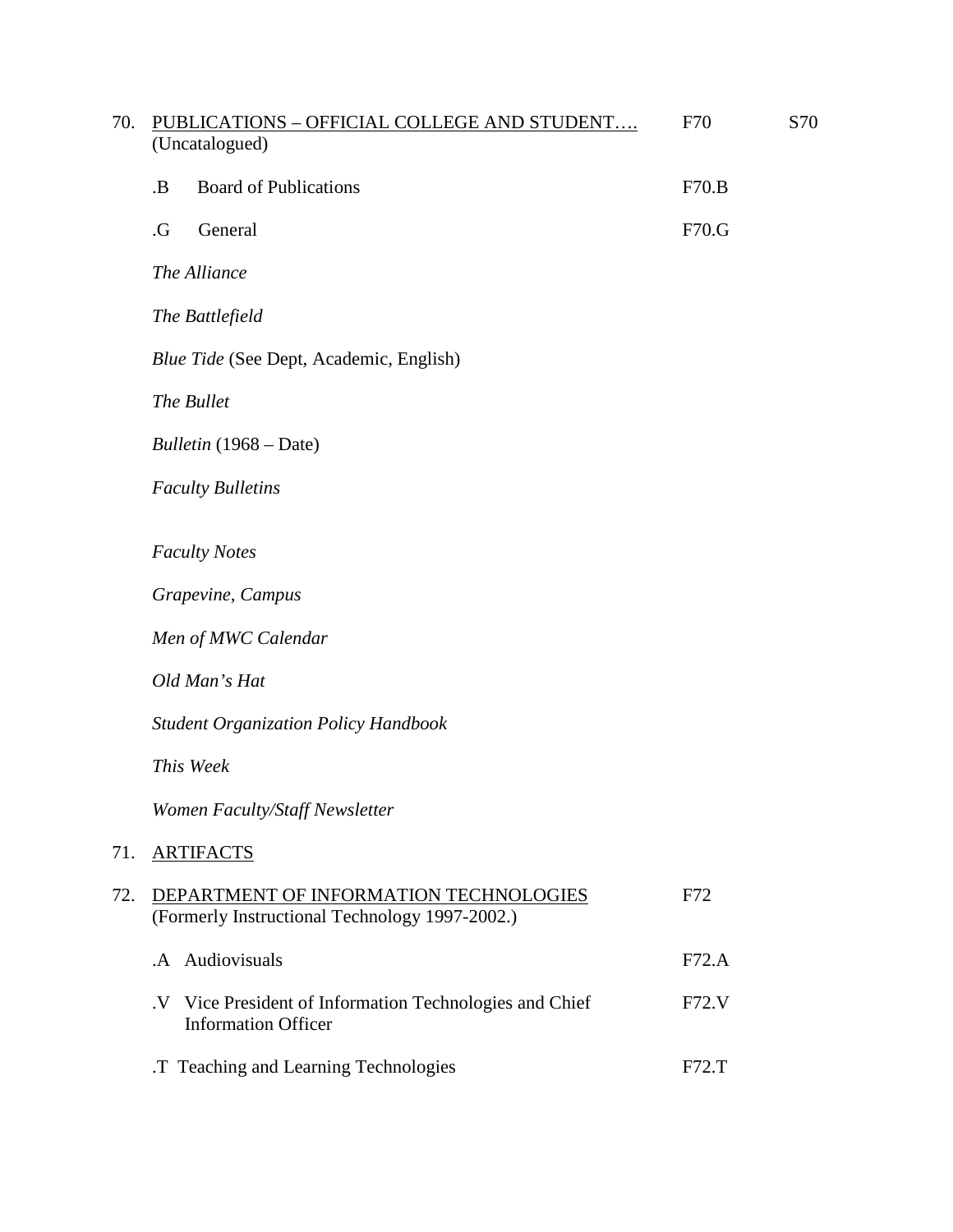| | | | |
|---|---|---|---|
| 70. | <u>PUBLICATIONS – OFFICIAL COLLEGE AND STUDENT….</u><br>(Uncatalogued) | F70 | S70 |
| | .B Board of Publications | F70.B | |
| | .G General | F70.G | |
| | *The Alliance* | | |
| | *The Battlefield* | | |
| | *Blue Tide* (See Dept, Academic, English) | | |
| | *The Bullet* | | |
| | *Bulletin* (1968 – Date) | | |
| | *Faculty Bulletins* | | |
| | *Faculty Notes* | | |
| | *Grapevine, Campus* | | |
| | *Men of MWC Calendar* | | |
| | *Old Man's Hat* | | |
| | *Student Organization Policy Handbook* | | |
| | *This Week* | | |
| | *Women Faculty/Staff Newsletter* | | |
| 71. | <u>ARTIFACTS</u> | | |
| 72. | <u>DEPARTMENT OF INFORMATION TECHNOLOGIES</u><br>(Formerly Instructional Technology 1997-2002.) | F72 | |
| | .A Audiovisuals | F72.A | |
| | .V Vice President of Information Technologies and Chief Information Officer | F72.V | |
| | .T Teaching and Learning Technologies | F72.T | |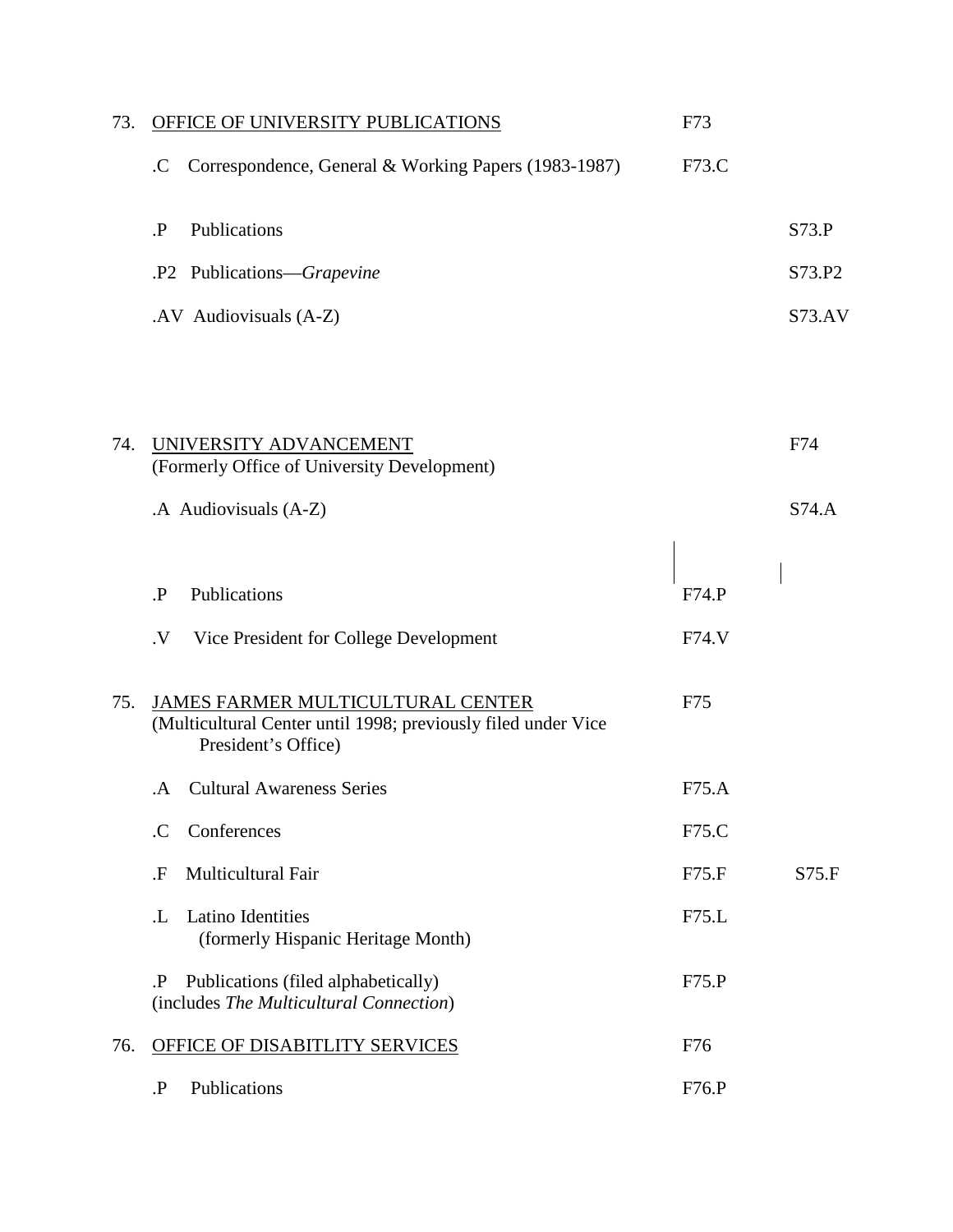| | | F | S |
|---|---|---|---|
| 73. | <u>OFFICE OF UNIVERSITY PUBLICATIONS</u> | F73 | |
| | .C Correspondence, General & Working Papers (1983-1987) | F73.C | |
| | .P Publications | | S73.P |
| | .P2 Publications—*Grapevine* | | S73.P2 |
| | .AV Audiovisuals (A-Z) | | S73.AV |
| 74. | <u>UNIVERSITY ADVANCEMENT</u> (Formerly Office of University Development) | | F74 |
| | .A Audiovisuals (A-Z) | | S74.A |
| | .P Publications | F74.P | |
| | .V Vice President for College Development | F74.V | |
| 75. | <u>JAMES FARMER MULTICULTURAL CENTER</u> (Multicultural Center until 1998; previously filed under Vice President's Office) | F75 | |
| | .A Cultural Awareness Series | F75.A | |
| | .C Conferences | F75.C | |
| | .F Multicultural Fair | F75.F | S75.F |
| | .L Latino Identities (formerly Hispanic Heritage Month) | F75.L | |
| | .P Publications (filed alphabetically) (includes *The Multicultural Connection*) | F75.P | |
| 76. | <u>OFFICE OF DISABITLITY SERVICES</u> | F76 | |
| | .P Publications | F76.P | |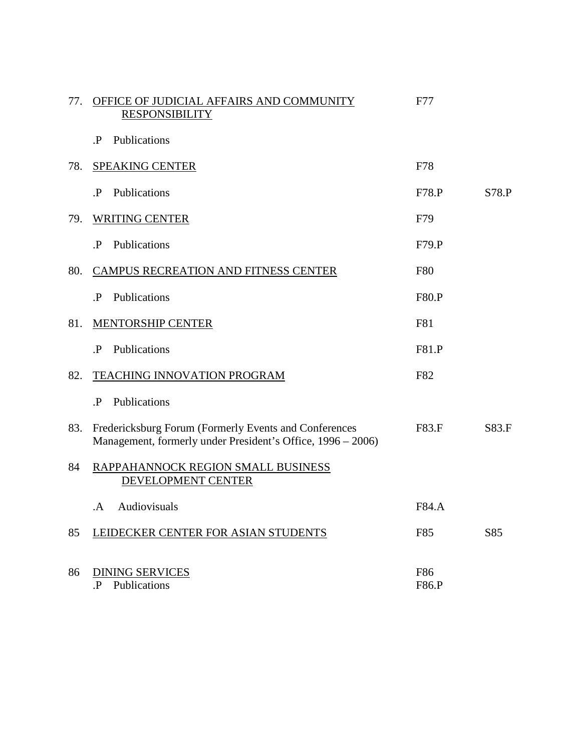| | | | |
|---|---|---|---|
| 77. | OFFICE OF JUDICIAL AFFAIRS AND COMMUNITY RESPONSIBILITY | F77 | |
| | .P Publications | | |
| 78. | SPEAKING CENTER | F78 | |
| | .P Publications | F78.P | S78.P |
| 79. | WRITING CENTER | F79 | |
| | .P Publications | F79.P | |
| 80. | CAMPUS RECREATION AND FITNESS CENTER | F80 | |
| | .P Publications | F80.P | |
| 81. | MENTORSHIP CENTER | F81 | |
| | .P Publications | F81.P | |
| 82. | TEACHING INNOVATION PROGRAM | F82 | |
| | .P Publications | | |
| 83. | Fredericksburg Forum (Formerly Events and Conferences Management, formerly under President's Office, 1996 – 2006) | F83.F | S83.F |
| 84 | RAPPAHANNOCK REGION SMALL BUSINESS DEVELOPMENT CENTER | | |
| | .A Audiovisuals | F84.A | |
| 85 | LEIDECKER CENTER FOR ASIAN STUDENTS | F85 | S85 |
| 86 | DINING SERVICES | F86 | |
| | .P Publications | F86.P | |